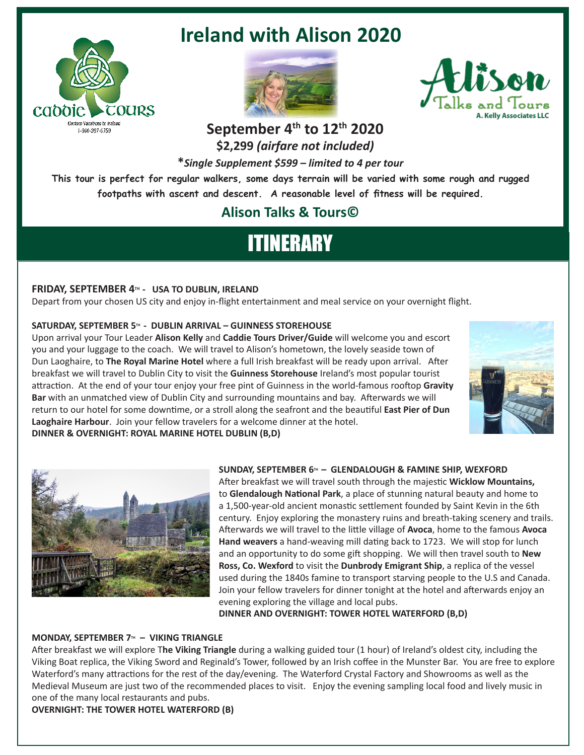# Ireland with Alison 2020

caddie tours
Custom Vacations to Ireland
1-866-397-6759

Alison Talks and Tours
A. Kelly Associates LLC

## September 4th to 12th 2020

**$2,299 *(airfare not included)***

***Single Supplement $599 – limited to 4 per tour***

**This tour is perfect for regular walkers, some days terrain will be varied with some rough and rugged footpaths with ascent and descent. A reasonable level of fitness will be required.**

## Alison Talks & Tours©

# ITINERARY

**FRIDAY, SEPTEMBER 4TH - USA TO DUBLIN, IRELAND**
Depart from your chosen US city and enjoy in-flight entertainment and meal service on your overnight flight.

**SATURDAY, SEPTEMBER 5TH - DUBLIN ARRIVAL – GUINNESS STOREHOUSE**
Upon arrival your Tour Leader **Alison Kelly** and **Caddie Tours Driver/Guide** will welcome you and escort you and your luggage to the coach. We will travel to Alison's hometown, the lovely seaside town of Dun Laoghaire, to **The Royal Marine Hotel** where a full Irish breakfast will be ready upon arrival. After breakfast we will travel to Dublin City to visit the **Guinness Storehouse** Ireland's most popular tourist attraction. At the end of your tour enjoy your free pint of Guinness in the world-famous rooftop **Gravity Bar** with an unmatched view of Dublin City and surrounding mountains and bay. Afterwards we will return to our hotel for some downtime, or a stroll along the seafront and the beautiful **East Pier of Dun Laoghaire Harbour**. Join your fellow travelers for a welcome dinner at the hotel.
**DINNER & OVERNIGHT: ROYAL MARINE HOTEL DUBLIN (B,D)**

**SUNDAY, SEPTEMBER 6TH – GLENDALOUGH & FAMINE SHIP, WEXFORD**
After breakfast we will travel south through the majestic **Wicklow Mountains,** to **Glendalough National Park**, a place of stunning natural beauty and home to a 1,500-year-old ancient monastic settlement founded by Saint Kevin in the 6th century. Enjoy exploring the monastery ruins and breath-taking scenery and trails. Afterwards we will travel to the little village of **Avoca**, home to the famous **Avoca Hand weavers** a hand-weaving mill dating back to 1723. We will stop for lunch and an opportunity to do some gift shopping. We will then travel south to **New Ross, Co. Wexford** to visit the **Dunbrody Emigrant Ship**, a replica of the vessel used during the 1840s famine to transport starving people to the U.S and Canada. Join your fellow travelers for dinner tonight at the hotel and afterwards enjoy an evening exploring the village and local pubs.
**DINNER AND OVERNIGHT: TOWER HOTEL WATERFORD (B,D)**

**MONDAY, SEPTEMBER 7TH – VIKING TRIANGLE**
After breakfast we will explore T**he Viking Triangle** during a walking guided tour (1 hour) of Ireland's oldest city, including the Viking Boat replica, the Viking Sword and Reginald's Tower, followed by an Irish coffee in the Munster Bar. You are free to explore Waterford's many attractions for the rest of the day/evening. The Waterford Crystal Factory and Showrooms as well as the Medieval Museum are just two of the recommended places to visit. Enjoy the evening sampling local food and lively music in one of the many local restaurants and pubs.
**OVERNIGHT: THE TOWER HOTEL WATERFORD (B)**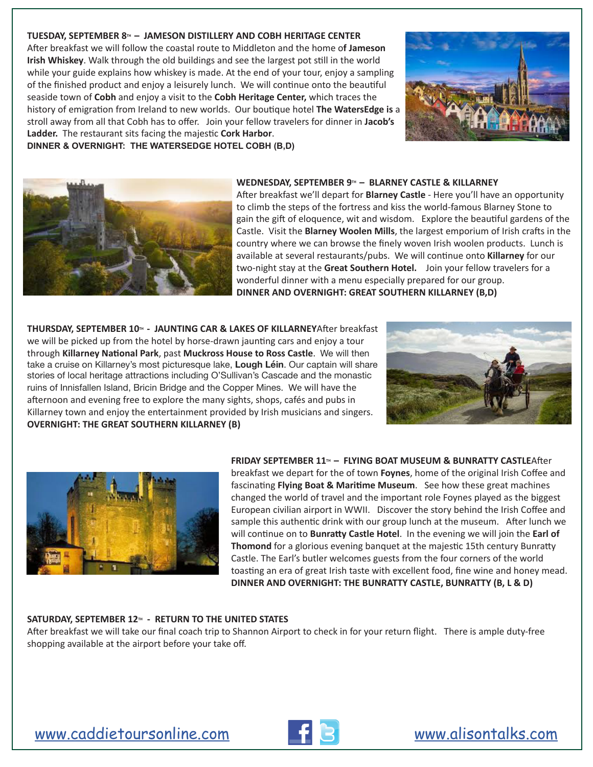**TUESDAY, SEPTEMBER 8TH – JAMESON DISTILLERY AND COBH HERITAGE CENTER**

After breakfast we will follow the coastal route to Middleton and the home o**f Jameson Irish Whiskey**. Walk through the old buildings and see the largest pot still in the world while your guide explains how whiskey is made. At the end of your tour, enjoy a sampling of the finished product and enjoy a leisurely lunch. We will continue onto the beautiful seaside town of **Cobh** and enjoy a visit to the **Cobh Heritage Center,** which traces the history of emigration from Ireland to new worlds. Our boutique hotel **The WatersEdge is** a stroll away from all that Cobh has to offer. Join your fellow travelers for dinner in **Jacob's Ladder.** The restaurant sits facing the majestic **Cork Harbor**.

**DINNER & OVERNIGHT: THE WATERSEDGE HOTEL COBH (B,D)**

**WEDNESDAY, SEPTEMBER 9TH – BLARNEY CASTLE & KILLARNEY**

After breakfast we'll depart for **Blarney Castle** - Here you'll have an opportunity to climb the steps of the fortress and kiss the world-famous Blarney Stone to gain the gift of eloquence, wit and wisdom. Explore the beautiful gardens of the Castle. Visit the **Blarney Woolen Mills**, the largest emporium of Irish crafts in the country where we can browse the finely woven Irish woolen products. Lunch is available at several restaurants/pubs. We will continue onto **Killarney** for our two-night stay at the **Great Southern Hotel.** Join your fellow travelers for a wonderful dinner with a menu especially prepared for our group.

**DINNER AND OVERNIGHT: GREAT SOUTHERN KILLARNEY (B,D)**

**THURSDAY, SEPTEMBER 10TH - JAUNTING CAR & LAKES OF KILLARNEY** After breakfast we will be picked up from the hotel by horse-drawn jaunting cars and enjoy a tour through **Killarney National Park**, past **Muckross House to Ross Castle**. We will then take a cruise on Killarney's most picturesque lake, **Lough Léin**. Our captain will share stories of local heritage attractions including O'Sullivan's Cascade and the monastic ruins of Innisfallen Island, Bricin Bridge and the Copper Mines. We will have the afternoon and evening free to explore the many sights, shops, cafés and pubs in Killarney town and enjoy the entertainment provided by Irish musicians and singers.

**OVERNIGHT: THE GREAT SOUTHERN KILLARNEY (B)**

**FRIDAY SEPTEMBER 11TH – FLYING BOAT MUSEUM & BUNRATTY CASTLE** After breakfast we depart for the of town **Foynes**, home of the original Irish Coffee and fascinating **Flying Boat & Maritime Museum**. See how these great machines changed the world of travel and the important role Foynes played as the biggest European civilian airport in WWII. Discover the story behind the Irish Coffee and sample this authentic drink with our group lunch at the museum. After lunch we will continue on to **Bunratty Castle Hotel**. In the evening we will join the **Earl of Thomond** for a glorious evening banquet at the majestic 15th century Bunratty Castle. The Earl's butler welcomes guests from the four corners of the world toasting an era of great Irish taste with excellent food, fine wine and honey mead.

**DINNER AND OVERNIGHT: THE BUNRATTY CASTLE, BUNRATTY (B, L & D)**

**SATURDAY, SEPTEMBER 12TH - RETURN TO THE UNITED STATES**

After breakfast we will take our final coach trip to Shannon Airport to check in for your return flight. There is ample duty-free shopping available at the airport before your take off.

www.caddietoursonline.com www.alisontalks.com